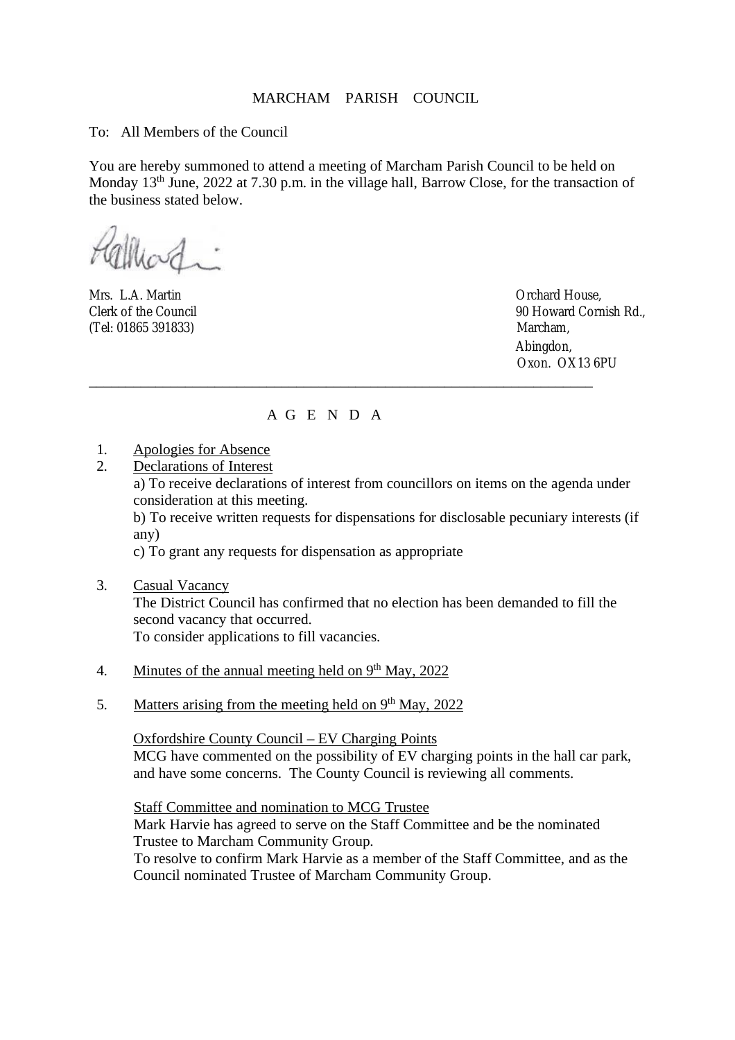# MARCHAM PARISH COUNCIL

To: All Members of the Council

You are hereby summoned to attend a meeting of Marcham Parish Council to be held on Monday 13th June, 2022 at 7.30 p.m. in the village hall, Barrow Close, for the transaction of the business stated below.

Mrs. L.A. Martin
Clerk of the Council
(Tel: 01865 391833)

Orchard House,
90 Howard Cornish Rd.,
Marcham,
Abingdon,
Oxon. OX13 6PU

---

## A G E N D A

1. Apologies for Absence
2. Declarations of Interest

   a) To receive declarations of interest from councillors on items on the agenda under consideration at this meeting.

   b) To receive written requests for dispensations for disclosable pecuniary interests (if any)

   c) To grant any requests for dispensation as appropriate

3. Casual Vacancy

   The District Council has confirmed that no election has been demanded to fill the second vacancy that occurred.
   To consider applications to fill vacancies.

4. Minutes of the annual meeting held on 9th May, 2022

5. Matters arising from the meeting held on 9th May, 2022

   Oxfordshire County Council – EV Charging Points

   MCG have commented on the possibility of EV charging points in the hall car park, and have some concerns. The County Council is reviewing all comments.

   Staff Committee and nomination to MCG Trustee

   Mark Harvie has agreed to serve on the Staff Committee and be the nominated Trustee to Marcham Community Group.
   To resolve to confirm Mark Harvie as a member of the Staff Committee, and as the Council nominated Trustee of Marcham Community Group.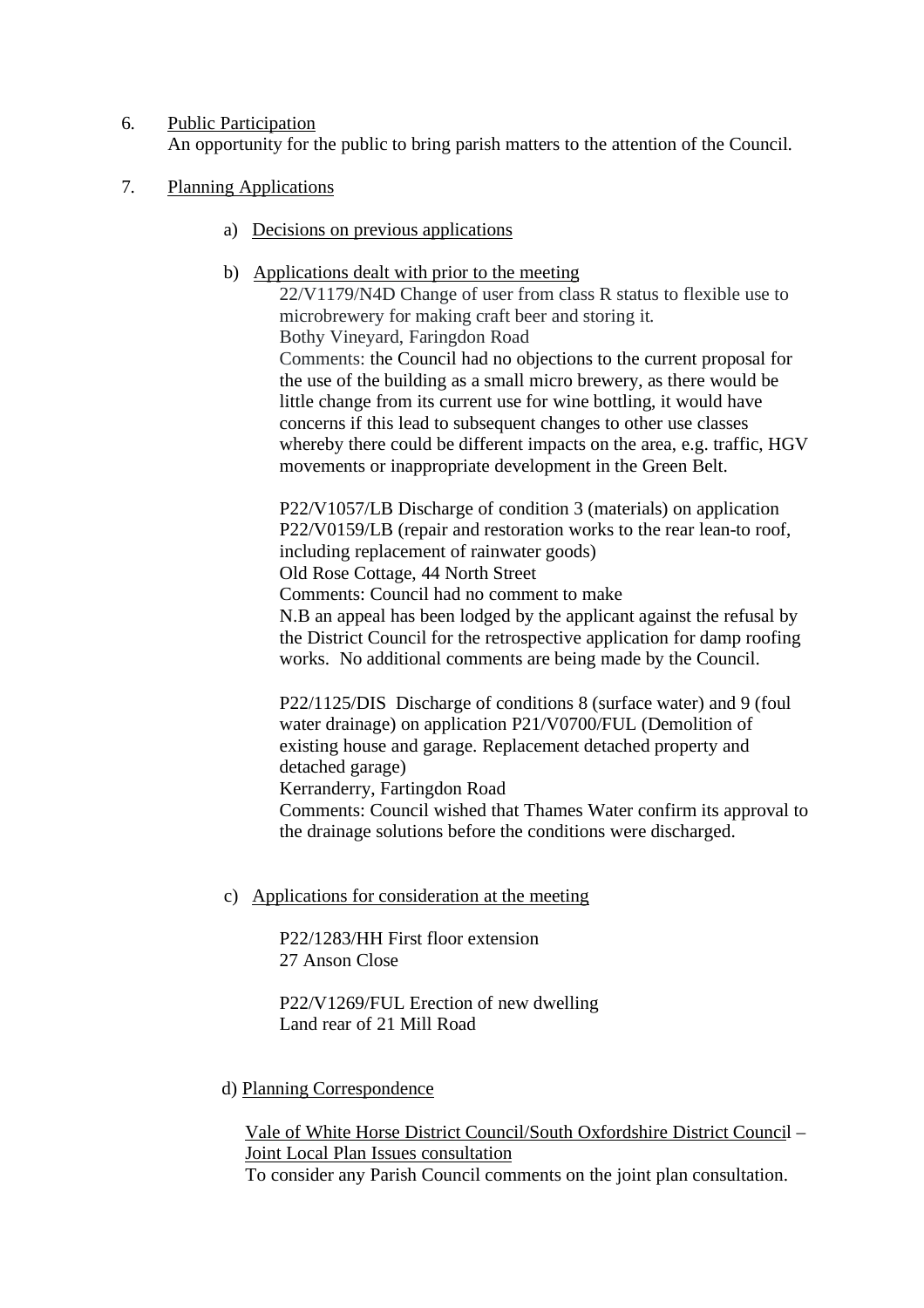6. <u>Public Participation</u>
   An opportunity for the public to bring parish matters to the attention of the Council.

7. <u>Planning Applications</u>

   a) <u>Decisions on previous applications</u>

   b) <u>Applications dealt with prior to the meeting</u>

      22/V1179/N4D Change of user from class R status to flexible use to microbrewery for making craft beer and storing it.
      Bothy Vineyard, Faringdon Road
      Comments: the Council had no objections to the current proposal for the use of the building as a small micro brewery, as there would be little change from its current use for wine bottling, it would have concerns if this lead to subsequent changes to other use classes whereby there could be different impacts on the area, e.g. traffic, HGV movements or inappropriate development in the Green Belt.

      P22/V1057/LB Discharge of condition 3 (materials) on application P22/V0159/LB (repair and restoration works to the rear lean-to roof, including replacement of rainwater goods)
      Old Rose Cottage, 44 North Street
      Comments: Council had no comment to make
      N.B an appeal has been lodged by the applicant against the refusal by the District Council for the retrospective application for damp roofing works. No additional comments are being made by the Council.

      P22/1125/DIS Discharge of conditions 8 (surface water) and 9 (foul water drainage) on application P21/V0700/FUL (Demolition of existing house and garage. Replacement detached property and detached garage)
      Kerranderry, Fartingdon Road
      Comments: Council wished that Thames Water confirm its approval to the drainage solutions before the conditions were discharged.

   c) <u>Applications for consideration at the meeting</u>

      P22/1283/HH First floor extension
      27 Anson Close

      P22/V1269/FUL Erection of new dwelling
      Land rear of 21 Mill Road

   d) <u>Planning Correspondence</u>

      <u>Vale of White Horse District Council/South Oxfordshire District Council – Joint Local Plan Issues consultation</u>
      To consider any Parish Council comments on the joint plan consultation.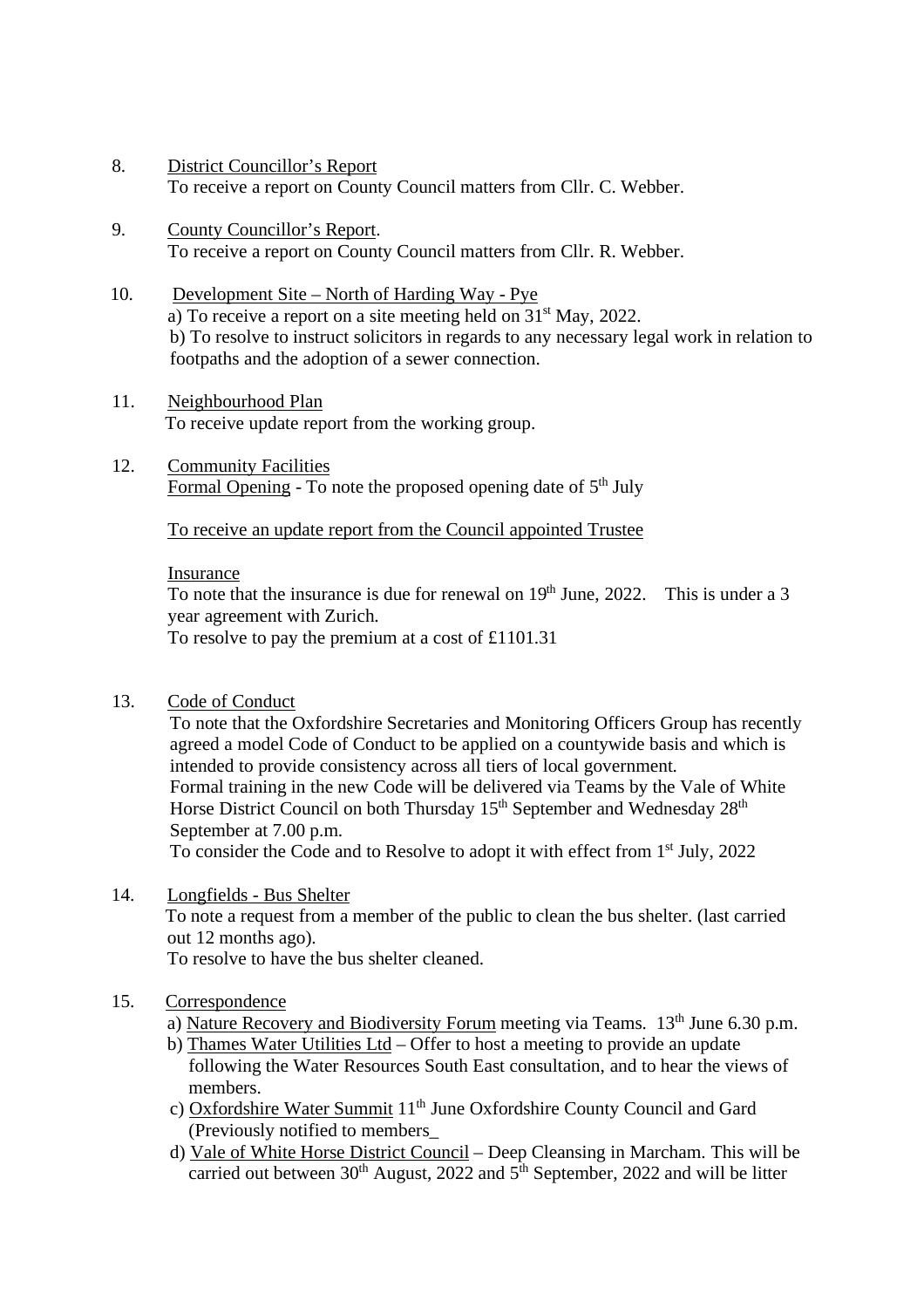8. District Councillor's Report
   To receive a report on County Council matters from Cllr. C. Webber.

9. County Councillor's Report.
   To receive a report on County Council matters from Cllr. R. Webber.

10. Development Site – North of Harding Way - Pye
    a) To receive a report on a site meeting held on 31st May, 2022.
    b) To resolve to instruct solicitors in regards to any necessary legal work in relation to footpaths and the adoption of a sewer connection.

11. Neighbourhood Plan
    To receive update report from the working group.

12. Community Facilities
    Formal Opening - To note the proposed opening date of 5th July

    To receive an update report from the Council appointed Trustee

    Insurance
    To note that the insurance is due for renewal on 19th June, 2022. This is under a 3 year agreement with Zurich.
    To resolve to pay the premium at a cost of £1101.31

13. Code of Conduct
    To note that the Oxfordshire Secretaries and Monitoring Officers Group has recently agreed a model Code of Conduct to be applied on a countywide basis and which is intended to provide consistency across all tiers of local government.
    Formal training in the new Code will be delivered via Teams by the Vale of White Horse District Council on both Thursday 15th September and Wednesday 28th September at 7.00 p.m.
    To consider the Code and to Resolve to adopt it with effect from 1st July, 2022

14. Longfields - Bus Shelter
    To note a request from a member of the public to clean the bus shelter. (last carried out 12 months ago).
    To resolve to have the bus shelter cleaned.

15. Correspondence
    a) Nature Recovery and Biodiversity Forum meeting via Teams. 13th June 6.30 p.m.
    b) Thames Water Utilities Ltd – Offer to host a meeting to provide an update following the Water Resources South East consultation, and to hear the views of members.
    c) Oxfordshire Water Summit 11th June Oxfordshire County Council and Gard (Previously notified to members_
    d) Vale of White Horse District Council – Deep Cleansing in Marcham. This will be carried out between 30th August, 2022 and 5th September, 2022 and will be litter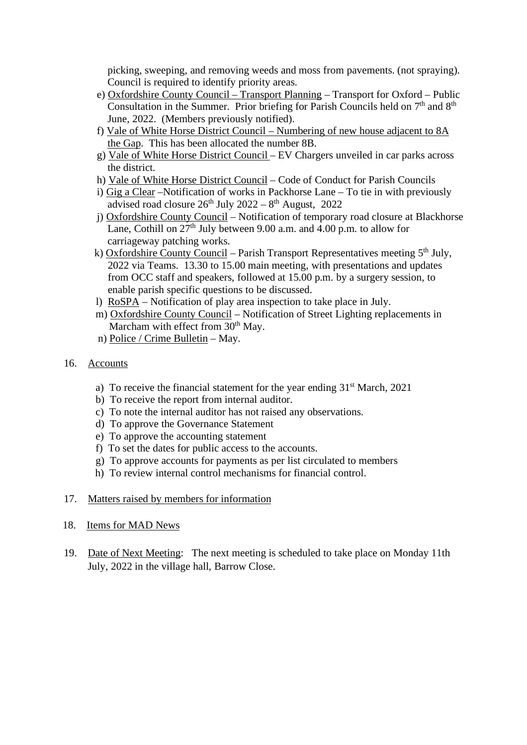picking, sweeping, and removing weeds and moss from pavements. (not spraying). Council is required to identify priority areas.

e) Oxfordshire County Council – Transport Planning – Transport for Oxford – Public Consultation in the Summer. Prior briefing for Parish Councils held on 7th and 8th June, 2022. (Members previously notified).

f) Vale of White Horse District Council – Numbering of new house adjacent to 8A the Gap. This has been allocated the number 8B.

g) Vale of White Horse District Council – EV Chargers unveiled in car parks across the district.

h) Vale of White Horse District Council – Code of Conduct for Parish Councils

i) Gig a Clear –Notification of works in Packhorse Lane – To tie in with previously advised road closure 26th July 2022 – 8th August, 2022

j) Oxfordshire County Council – Notification of temporary road closure at Blackhorse Lane, Cothill on 27th July between 9.00 a.m. and 4.00 p.m. to allow for carriageway patching works.

k) Oxfordshire County Council – Parish Transport Representatives meeting 5th July, 2022 via Teams. 13.30 to 15.00 main meeting, with presentations and updates from OCC staff and speakers, followed at 15.00 p.m. by a surgery session, to enable parish specific questions to be discussed.

l) RoSPA – Notification of play area inspection to take place in July.

m) Oxfordshire County Council – Notification of Street Lighting replacements in Marcham with effect from 30th May.

n) Police / Crime Bulletin – May.

16. Accounts

a) To receive the financial statement for the year ending 31st March, 2021
b) To receive the report from internal auditor.
c) To note the internal auditor has not raised any observations.
d) To approve the Governance Statement
e) To approve the accounting statement
f) To set the dates for public access to the accounts.
g) To approve accounts for payments as per list circulated to members
h) To review internal control mechanisms for financial control.

17. Matters raised by members for information

18. Items for MAD News

19. Date of Next Meeting: The next meeting is scheduled to take place on Monday 11th July, 2022 in the village hall, Barrow Close.